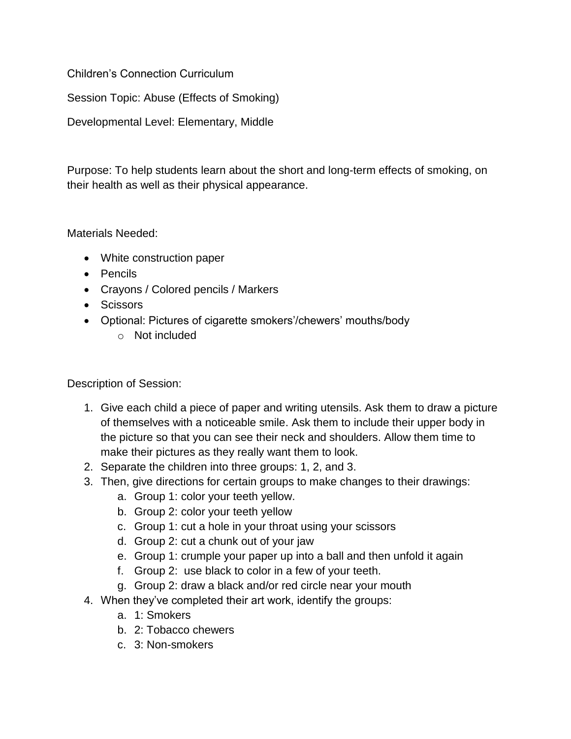Children's Connection Curriculum

Session Topic: Abuse (Effects of Smoking)

Developmental Level: Elementary, Middle

Purpose: To help students learn about the short and long-term effects of smoking, on their health as well as their physical appearance.

Materials Needed:

- White construction paper
- Pencils
- Crayons / Colored pencils / Markers
- Scissors
- Optional: Pictures of cigarette smokers'/chewers' mouths/body
    - Not included

Description of Session:

1. Give each child a piece of paper and writing utensils. Ask them to draw a picture of themselves with a noticeable smile. Ask them to include their upper body in the picture so that you can see their neck and shoulders. Allow them time to make their pictures as they really want them to look.
2. Separate the children into three groups: 1, 2, and 3.
3. Then, give directions for certain groups to make changes to their drawings:
    a. Group 1: color your teeth yellow.
    b. Group 2: color your teeth yellow
    c. Group 1: cut a hole in your throat using your scissors
    d. Group 2: cut a chunk out of your jaw
    e. Group 1: crumple your paper up into a ball and then unfold it again
    f. Group 2: use black to color in a few of your teeth.
    g. Group 2: draw a black and/or red circle near your mouth
4. When they've completed their art work, identify the groups:
    a. 1: Smokers
    b. 2: Tobacco chewers
    c. 3: Non-smokers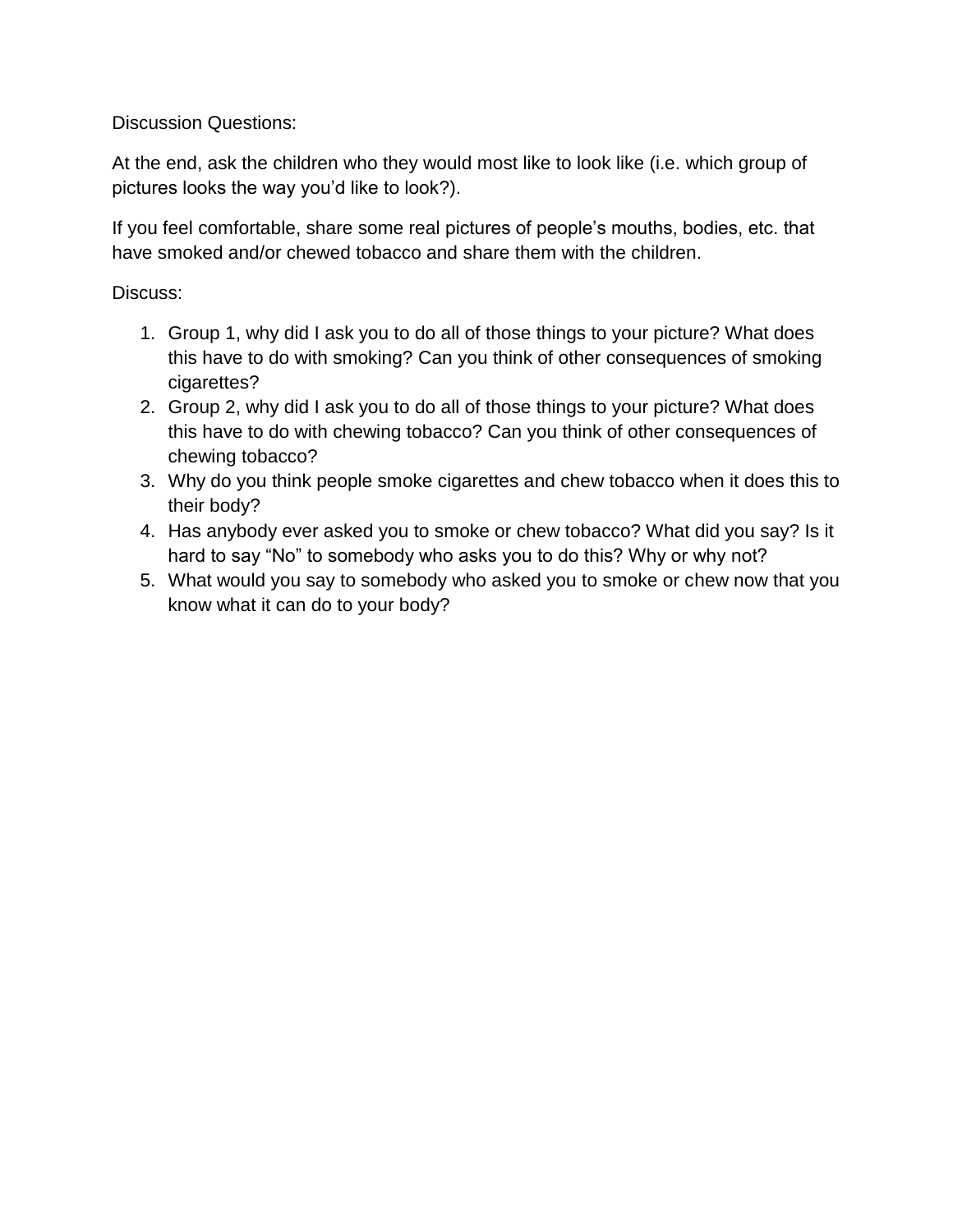Discussion Questions:

At the end, ask the children who they would most like to look like (i.e. which group of pictures looks the way you'd like to look?).

If you feel comfortable, share some real pictures of people's mouths, bodies, etc. that have smoked and/or chewed tobacco and share them with the children.

Discuss:

1. Group 1, why did I ask you to do all of those things to your picture? What does this have to do with smoking? Can you think of other consequences of smoking cigarettes?
2. Group 2, why did I ask you to do all of those things to your picture? What does this have to do with chewing tobacco? Can you think of other consequences of chewing tobacco?
3. Why do you think people smoke cigarettes and chew tobacco when it does this to their body?
4. Has anybody ever asked you to smoke or chew tobacco? What did you say? Is it hard to say "No" to somebody who asks you to do this? Why or why not?
5. What would you say to somebody who asked you to smoke or chew now that you know what it can do to your body?